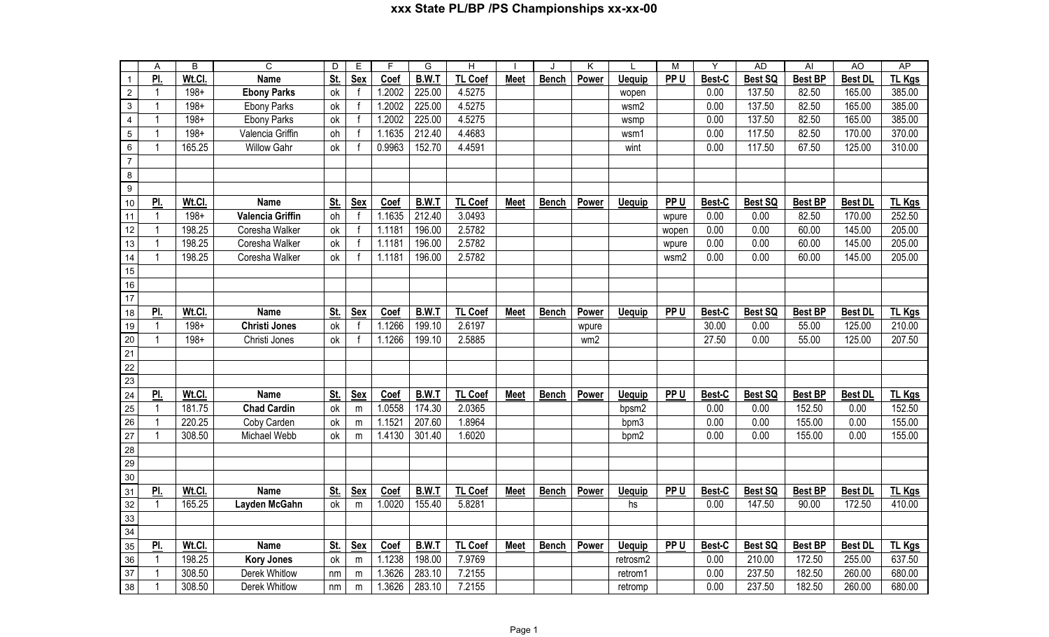# xxx State PL/BP /PS Championships xx-xx-00

| | A | B | C | D | E | F | G | H | I | J | K | L | M | Y | AD | AI | AO | AP |
|---|---|---|---|---|---|---|---|---|---|---|---|---|---|---|---|---|---|---|
| 1 | **Pl.** | **Wt.Cl.** | **Name** | **St.** | **Sex** | **Coef** | **B.W.T** | **TL Coef** | **Meet** | **Bench** | **Power** | **Uequip** | **PP U** | **Best-C** | **Best SQ** | **Best BP** | **Best DL** | **TL Kgs** |
| 2 | 1 | 198+ | **Ebony Parks** | ok | f | 1.2002 | 225.00 | 4.5275 | | | | wopen | | 0.00 | 137.50 | 82.50 | 165.00 | 385.00 |
| 3 | 1 | 198+ | Ebony Parks | ok | f | 1.2002 | 225.00 | 4.5275 | | | | wsm2 | | 0.00 | 137.50 | 82.50 | 165.00 | 385.00 |
| 4 | 1 | 198+ | Ebony Parks | ok | f | 1.2002 | 225.00 | 4.5275 | | | | wsmp | | 0.00 | 137.50 | 82.50 | 165.00 | 385.00 |
| 5 | 1 | 198+ | Valencia Griffin | oh | f | 1.1635 | 212.40 | 4.4683 | | | | wsm1 | | 0.00 | 117.50 | 82.50 | 170.00 | 370.00 |
| 6 | 1 | 165.25 | Willow Gahr | ok | f | 0.9963 | 152.70 | 4.4591 | | | | wint | | 0.00 | 117.50 | 67.50 | 125.00 | 310.00 |
| 7 | | | | | | | | | | | | | | | | | | |
| 8 | | | | | | | | | | | | | | | | | | |
| 9 | | | | | | | | | | | | | | | | | | |
| 10 | **Pl.** | **Wt.Cl.** | **Name** | **St.** | **Sex** | **Coef** | **B.W.T** | **TL Coef** | **Meet** | **Bench** | **Power** | **Uequip** | **PP U** | **Best-C** | **Best SQ** | **Best BP** | **Best DL** | **TL Kgs** |
| 11 | 1 | 198+ | **Valencia Griffin** | oh | f | 1.1635 | 212.40 | 3.0493 | | | | | wpure | 0.00 | 0.00 | 82.50 | 170.00 | 252.50 |
| 12 | 1 | 198.25 | Coresha Walker | ok | f | 1.1181 | 196.00 | 2.5782 | | | | | wopen | 0.00 | 0.00 | 60.00 | 145.00 | 205.00 |
| 13 | 1 | 198.25 | Coresha Walker | ok | f | 1.1181 | 196.00 | 2.5782 | | | | | wpure | 0.00 | 0.00 | 60.00 | 145.00 | 205.00 |
| 14 | 1 | 198.25 | Coresha Walker | ok | f | 1.1181 | 196.00 | 2.5782 | | | | | wsm2 | 0.00 | 0.00 | 60.00 | 145.00 | 205.00 |
| 15 | | | | | | | | | | | | | | | | | | |
| 16 | | | | | | | | | | | | | | | | | | |
| 17 | | | | | | | | | | | | | | | | | | |
| 18 | **Pl.** | **Wt.Cl.** | **Name** | **St.** | **Sex** | **Coef** | **B.W.T** | **TL Coef** | **Meet** | **Bench** | **Power** | **Uequip** | **PP U** | **Best-C** | **Best SQ** | **Best BP** | **Best DL** | **TL Kgs** |
| 19 | 1 | 198+ | **Christi Jones** | ok | f | 1.1266 | 199.10 | 2.6197 | | | wpure | | | 30.00 | 0.00 | 55.00 | 125.00 | 210.00 |
| 20 | 1 | 198+ | Christi Jones | ok | f | 1.1266 | 199.10 | 2.5885 | | | wm2 | | | 27.50 | 0.00 | 55.00 | 125.00 | 207.50 |
| 21 | | | | | | | | | | | | | | | | | | |
| 22 | | | | | | | | | | | | | | | | | | |
| 23 | | | | | | | | | | | | | | | | | | |
| 24 | **Pl.** | **Wt.Cl.** | **Name** | **St.** | **Sex** | **Coef** | **B.W.T** | **TL Coef** | **Meet** | **Bench** | **Power** | **Uequip** | **PP U** | **Best-C** | **Best SQ** | **Best BP** | **Best DL** | **TL Kgs** |
| 25 | 1 | 181.75 | **Chad Cardin** | ok | m | 1.0558 | 174.30 | 2.0365 | | | | bpsm2 | | 0.00 | 0.00 | 152.50 | 0.00 | 152.50 |
| 26 | 1 | 220.25 | Coby Carden | ok | m | 1.1521 | 207.60 | 1.8964 | | | | bpm3 | | 0.00 | 0.00 | 155.00 | 0.00 | 155.00 |
| 27 | 1 | 308.50 | Michael Webb | ok | m | 1.4130 | 301.40 | 1.6020 | | | | bpm2 | | 0.00 | 0.00 | 155.00 | 0.00 | 155.00 |
| 28 | | | | | | | | | | | | | | | | | | |
| 29 | | | | | | | | | | | | | | | | | | |
| 30 | | | | | | | | | | | | | | | | | | |
| 31 | **Pl.** | **Wt.Cl.** | **Name** | **St.** | **Sex** | **Coef** | **B.W.T** | **TL Coef** | **Meet** | **Bench** | **Power** | **Uequip** | **PP U** | **Best-C** | **Best SQ** | **Best BP** | **Best DL** | **TL Kgs** |
| 32 | 1 | 165.25 | **Layden McGahn** | ok | m | 1.0020 | 155.40 | 5.8281 | | | | hs | | 0.00 | 147.50 | 90.00 | 172.50 | 410.00 |
| 33 | | | | | | | | | | | | | | | | | | |
| 34 | | | | | | | | | | | | | | | | | | |
| 35 | **Pl.** | **Wt.Cl.** | **Name** | **St.** | **Sex** | **Coef** | **B.W.T** | **TL Coef** | **Meet** | **Bench** | **Power** | **Uequip** | **PP U** | **Best-C** | **Best SQ** | **Best BP** | **Best DL** | **TL Kgs** |
| 36 | 1 | 198.25 | **Kory Jones** | ok | m | 1.1238 | 198.00 | 7.9769 | | | | retrosm2 | | 0.00 | 210.00 | 172.50 | 255.00 | 637.50 |
| 37 | 1 | 308.50 | Derek Whitlow | nm | m | 1.3626 | 283.10 | 7.2155 | | | | retrom1 | | 0.00 | 237.50 | 182.50 | 260.00 | 680.00 |
| 38 | 1 | 308.50 | Derek Whitlow | nm | m | 1.3626 | 283.10 | 7.2155 | | | | retromp | | 0.00 | 237.50 | 182.50 | 260.00 | 680.00 |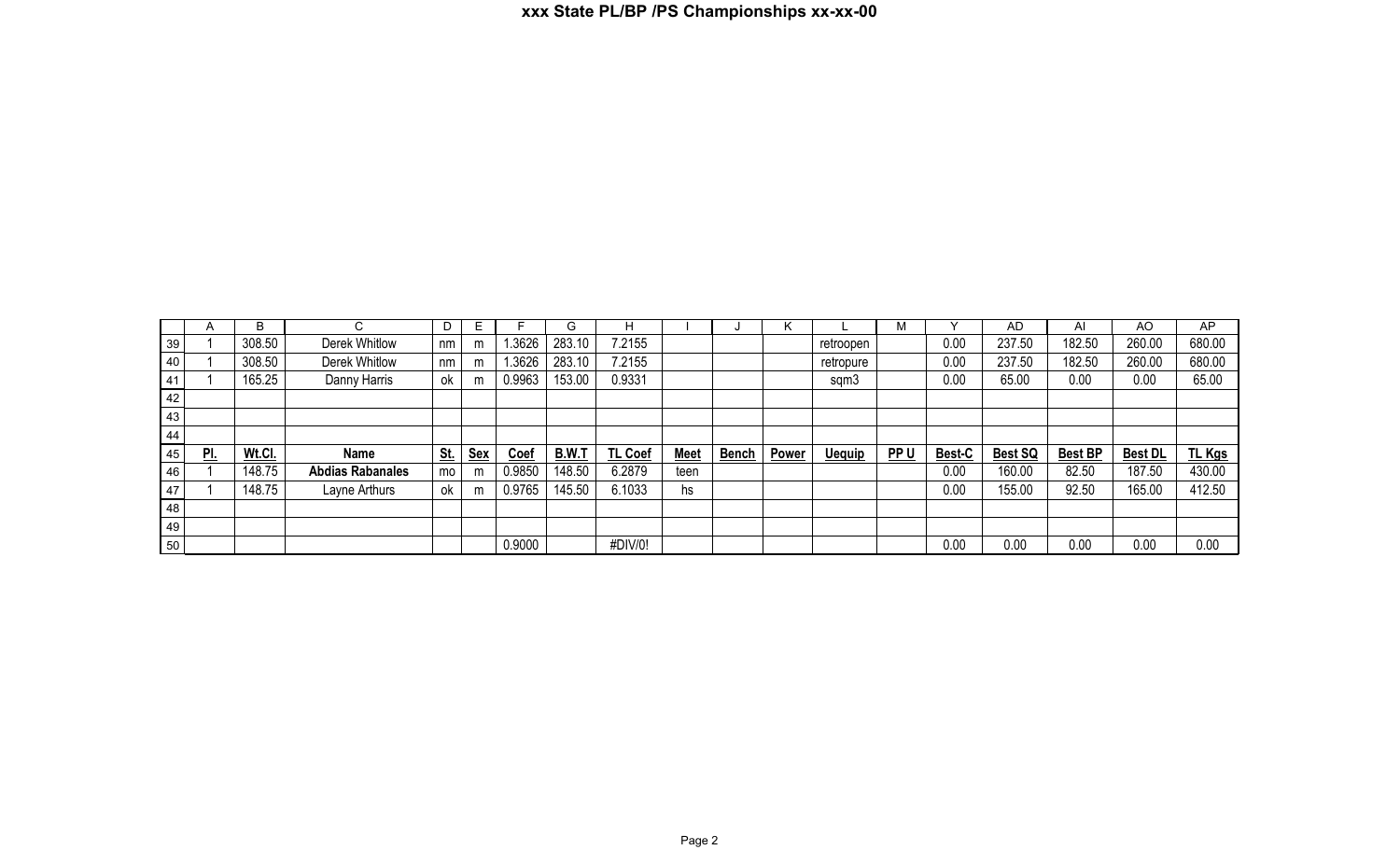# xxx State PL/BP /PS Championships xx-xx-00

| | A | B | C | D | E | F | G | H | I | J | K | L | M | Y | AD | AI | AO | AP |
|---|---|---|---|---|---|---|---|---|---|---|---|---|---|---|---|---|---|---|
| 39 | 1 | 308.50 | Derek Whitlow | nm | m | 1.3626 | 283.10 | 7.2155 | | | | retroopen | | 0.00 | 237.50 | 182.50 | 260.00 | 680.00 |
| 40 | 1 | 308.50 | Derek Whitlow | nm | m | 1.3626 | 283.10 | 7.2155 | | | | retropure | | 0.00 | 237.50 | 182.50 | 260.00 | 680.00 |
| 41 | 1 | 165.25 | Danny Harris | ok | m | 0.9963 | 153.00 | 0.9331 | | | | sqm3 | | 0.00 | 65.00 | 0.00 | 0.00 | 65.00 |
| 42 | | | | | | | | | | | | | | | | | | |
| 43 | | | | | | | | | | | | | | | | | | |
| 44 | | | | | | | | | | | | | | | | | | |
| 45 | **Pl.** | **Wt.Cl.** | **Name** | **St.** | **Sex** | **Coef** | **B.W.T** | **TL Coef** | **Meet** | **Bench** | **Power** | **Uequip** | **PP U** | **Best-C** | **Best SQ** | **Best BP** | **Best DL** | **TL Kgs** |
| 46 | 1 | 148.75 | **Abdias Rabanales** | mo | m | 0.9850 | 148.50 | 6.2879 | teen | | | | | 0.00 | 160.00 | 82.50 | 187.50 | 430.00 |
| 47 | 1 | 148.75 | Layne Arthurs | ok | m | 0.9765 | 145.50 | 6.1033 | hs | | | | | 0.00 | 155.00 | 92.50 | 165.00 | 412.50 |
| 48 | | | | | | | | | | | | | | | | | | |
| 49 | | | | | | | | | | | | | | | | | | |
| 50 | | | | | | 0.9000 | | #DIV/0! | | | | | | 0.00 | 0.00 | 0.00 | 0.00 | 0.00 |